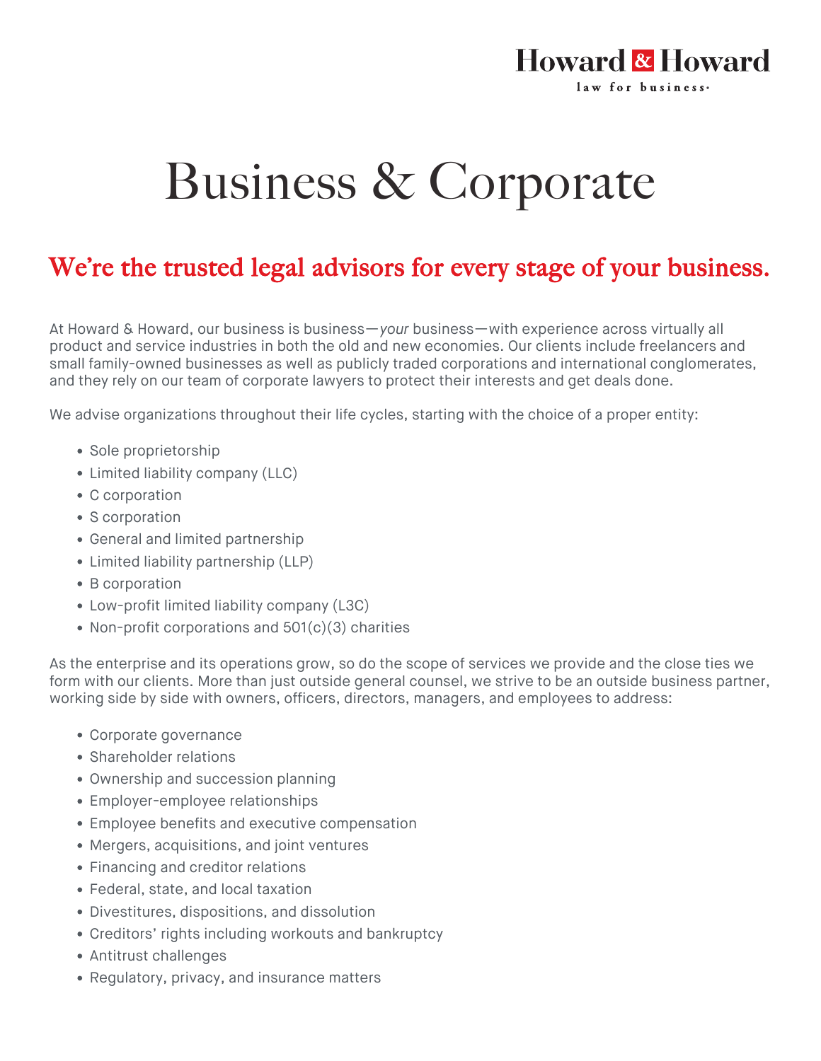Howard & Howard
law for business

# Business & Corporate

## We're the trusted legal advisors for every stage of your business.

At Howard & Howard, our business is business—*your* business—with experience across virtually all product and service industries in both the old and new economies. Our clients include freelancers and small family-owned businesses as well as publicly traded corporations and international conglomerates, and they rely on our team of corporate lawyers to protect their interests and get deals done.

We advise organizations throughout their life cycles, starting with the choice of a proper entity:

- Sole proprietorship
- Limited liability company (LLC)
- C corporation
- S corporation
- General and limited partnership
- Limited liability partnership (LLP)
- B corporation
- Low-profit limited liability company (L3C)
- Non-profit corporations and 501(c)(3) charities

As the enterprise and its operations grow, so do the scope of services we provide and the close ties we form with our clients. More than just outside general counsel, we strive to be an outside business partner, working side by side with owners, officers, directors, managers, and employees to address:

- Corporate governance
- Shareholder relations
- Ownership and succession planning
- Employer-employee relationships
- Employee benefits and executive compensation
- Mergers, acquisitions, and joint ventures
- Financing and creditor relations
- Federal, state, and local taxation
- Divestitures, dispositions, and dissolution
- Creditors' rights including workouts and bankruptcy
- Antitrust challenges
- Regulatory, privacy, and insurance matters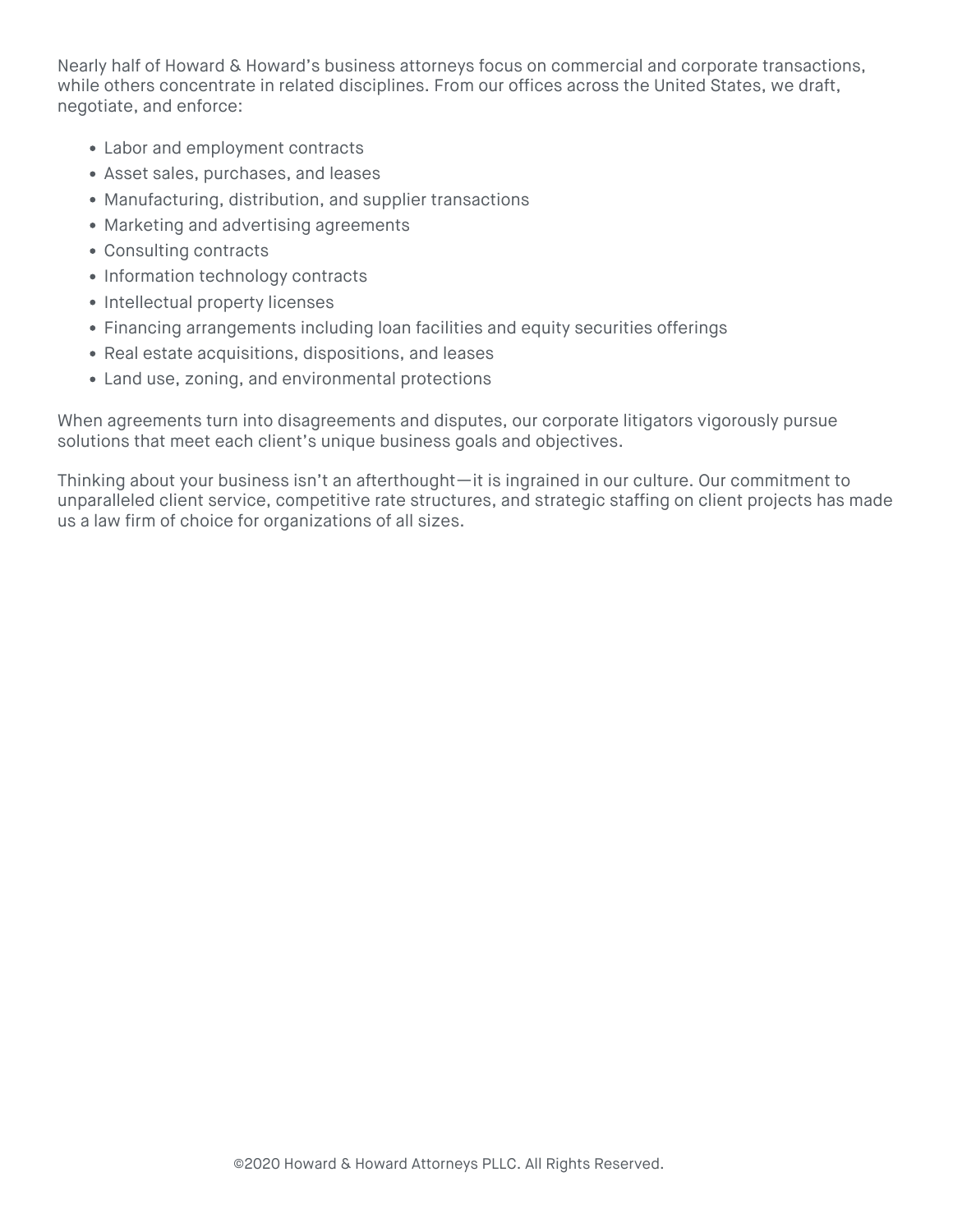Nearly half of Howard & Howard's business attorneys focus on commercial and corporate transactions, while others concentrate in related disciplines. From our offices across the United States, we draft, negotiate, and enforce:

- Labor and employment contracts
- Asset sales, purchases, and leases
- Manufacturing, distribution, and supplier transactions
- Marketing and advertising agreements
- Consulting contracts
- Information technology contracts
- Intellectual property licenses
- Financing arrangements including loan facilities and equity securities offerings
- Real estate acquisitions, dispositions, and leases
- Land use, zoning, and environmental protections

When agreements turn into disagreements and disputes, our corporate litigators vigorously pursue solutions that meet each client's unique business goals and objectives.

Thinking about your business isn't an afterthought—it is ingrained in our culture. Our commitment to unparalleled client service, competitive rate structures, and strategic staffing on client projects has made us a law firm of choice for organizations of all sizes.

©2020 Howard & Howard Attorneys PLLC. All Rights Reserved.